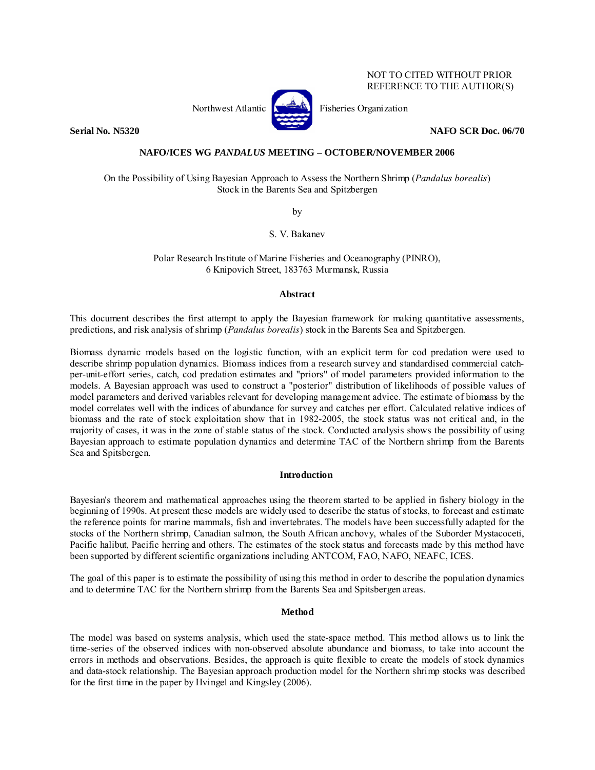NOT TO CITED WITHOUT PRIOR REFERENCE TO THE AUTHOR(S)

Northwest Atlantic Fisheries Organization

**Serial No. N5320** **NAFO SCR Doc. 06/70**

**NAFO/ICES WG *PANDALUS* MEETING – OCTOBER/NOVEMBER 2006**

On the Possibility of Using Bayesian Approach to Assess the Northern Shrimp (*Pandalus borealis*) Stock in the Barents Sea and Spitzbergen

by

S. V. Bakanev

Polar Research Institute of Marine Fisheries and Oceanography (PINRO), 6 Knipovich Street, 183763 Murmansk, Russia

## Abstract

This document describes the first attempt to apply the Bayesian framework for making quantitative assessments, predictions, and risk analysis of shrimp (*Pandalus borealis*) stock in the Barents Sea and Spitzbergen.

Biomass dynamic models based on the logistic function, with an explicit term for cod predation were used to describe shrimp population dynamics. Biomass indices from a research survey and standardised commercial catch-per-unit-effort series, catch, cod predation estimates and "priors" of model parameters provided information to the models. A Bayesian approach was used to construct a "posterior" distribution of likelihoods of possible values of model parameters and derived variables relevant for developing management advice. The estimate of biomass by the model correlates well with the indices of abundance for survey and catches per effort. Calculated relative indices of biomass and the rate of stock exploitation show that in 1982-2005, the stock status was not critical and, in the majority of cases, it was in the zone of stable status of the stock. Conducted analysis shows the possibility of using Bayesian approach to estimate population dynamics and determine TAC of the Northern shrimp from the Barents Sea and Spitsbergen.

## Introduction

Bayesian's theorem and mathematical approaches using the theorem started to be applied in fishery biology in the beginning of 1990s. At present these models are widely used to describe the status of stocks, to forecast and estimate the reference points for marine mammals, fish and invertebrates. The models have been successfully adapted for the stocks of the Northern shrimp, Canadian salmon, the South African anchovy, whales of the Suborder Mystacoceti, Pacific halibut, Pacific herring and others. The estimates of the stock status and forecasts made by this method have been supported by different scientific organizations including ANTCOM, FAO, NAFO, NEAFC, ICES.

The goal of this paper is to estimate the possibility of using this method in order to describe the population dynamics and to determine TAC for the Northern shrimp from the Barents Sea and Spitsbergen areas.

## Method

The model was based on systems analysis, which used the state-space method. This method allows us to link the time-series of the observed indices with non-observed absolute abundance and biomass, to take into account the errors in methods and observations. Besides, the approach is quite flexible to create the models of stock dynamics and data-stock relationship. The Bayesian approach production model for the Northern shrimp stocks was described for the first time in the paper by Hvingel and Kingsley (2006).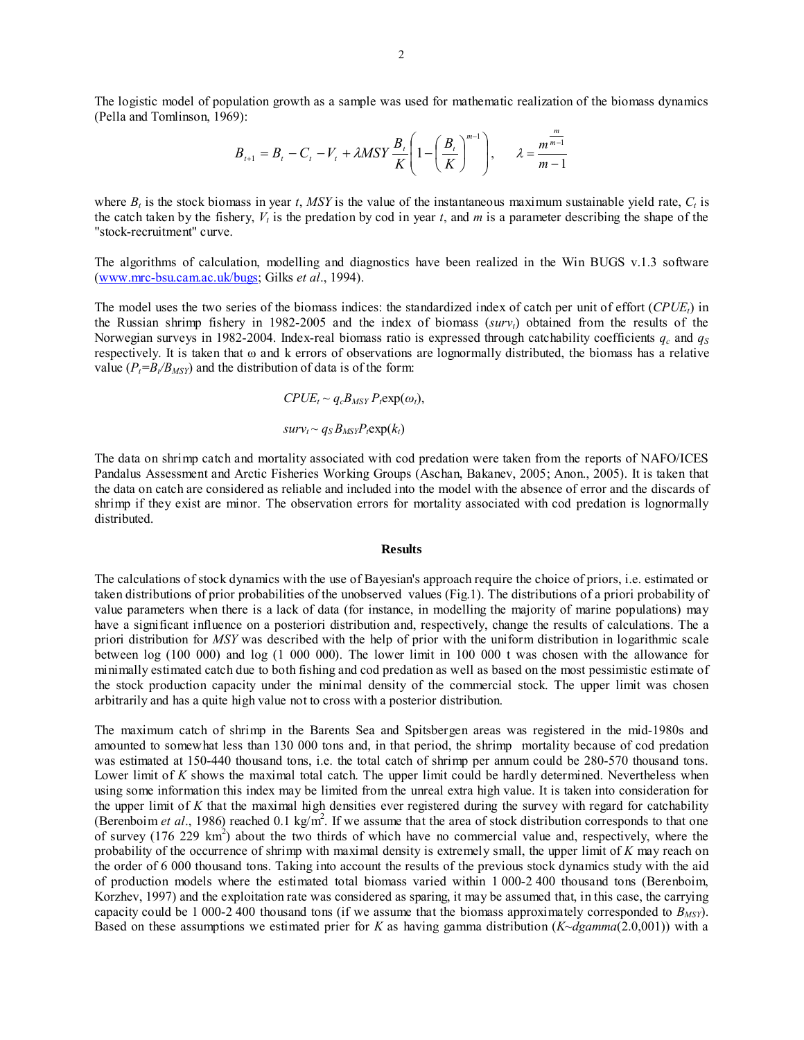The logistic model of population growth as a sample was used for mathematic realization of the biomass dynamics (Pella and Tomlinson, 1969):

$$B_{t+1} = B_t - C_t - V_t + \lambda MSY \frac{B_t}{K}\left(1 - \left(\frac{B_t}{K}\right)^{m-1}\right), \qquad \lambda = \frac{m^{\frac{m}{m-1}}}{m-1}$$

where $B_t$ is the stock biomass in year $t$, $MSY$ is the value of the instantaneous maximum sustainable yield rate, $C_t$ is the catch taken by the fishery, $V_t$ is the predation by cod in year $t$, and $m$ is a parameter describing the shape of the "stock-recruitment" curve.

The algorithms of calculation, modelling and diagnostics have been realized in the Win BUGS v.1.3 software (www.mrc-bsu.cam.ac.uk/bugs; Gilks *et al*., 1994).

The model uses the two series of the biomass indices: the standardized index of catch per unit of effort ($CPUE_t$) in the Russian shrimp fishery in 1982-2005 and the index of biomass ($surv_t$) obtained from the results of the Norwegian surveys in 1982-2004. Index-real biomass ratio is expressed through catchability coefficients $q_c$ and $q_S$ respectively. It is taken that ω and k errors of observations are lognormally distributed, the biomass has a relative value ($P_t=B_t/B_{MSY}$) and the distribution of data is of the form:

$$CPUE_t \sim q_c B_{MSY} P_t \exp(\omega_t),$$

$$surv_t \sim q_S B_{MSY} P_t \exp(k_t)$$

The data on shrimp catch and mortality associated with cod predation were taken from the reports of NAFO/ICES Pandalus Assessment and Arctic Fisheries Working Groups (Aschan, Bakanev, 2005; Anon., 2005). It is taken that the data on catch are considered as reliable and included into the model with the absence of error and the discards of shrimp if they exist are minor. The observation errors for mortality associated with cod predation is lognormally distributed.

## Results

The calculations of stock dynamics with the use of Bayesian's approach require the choice of priors, i.e. estimated or taken distributions of prior probabilities of the unobserved values (Fig.1). The distributions of a priori probability of value parameters when there is a lack of data (for instance, in modelling the majority of marine populations) may have a significant influence on a posteriori distribution and, respectively, change the results of calculations. The a priori distribution for *MSY* was described with the help of prior with the uniform distribution in logarithmic scale between log (100 000) and log (1 000 000). The lower limit in 100 000 t was chosen with the allowance for minimally estimated catch due to both fishing and cod predation as well as based on the most pessimistic estimate of the stock production capacity under the minimal density of the commercial stock. The upper limit was chosen arbitrarily and has a quite high value not to cross with a posterior distribution.

The maximum catch of shrimp in the Barents Sea and Spitsbergen areas was registered in the mid-1980s and amounted to somewhat less than 130 000 tons and, in that period, the shrimp mortality because of cod predation was estimated at 150-440 thousand tons, i.e. the total catch of shrimp per annum could be 280-570 thousand tons. Lower limit of *K* shows the maximal total catch. The upper limit could be hardly determined. Nevertheless when using some information this index may be limited from the unreal extra high value. It is taken into consideration for the upper limit of *K* that the maximal high densities ever registered during the survey with regard for catchability (Berenboim *et al*., 1986) reached 0.1 kg/m$^2$. If we assume that the area of stock distribution corresponds to that one of survey (176 229 km$^2$) about the two thirds of which have no commercial value and, respectively, where the probability of the occurrence of shrimp with maximal density is extremely small, the upper limit of *K* may reach on the order of 6 000 thousand tons. Taking into account the results of the previous stock dynamics study with the aid of production models where the estimated total biomass varied within 1 000-2 400 thousand tons (Berenboim, Korzhev, 1997) and the exploitation rate was considered as sparing, it may be assumed that, in this case, the carrying capacity could be 1 000-2 400 thousand tons (if we assume that the biomass approximately corresponded to $B_{MSY}$). Based on these assumptions we estimated prier for *K* as having gamma distribution (*K~dgamma*(2.0,001)) with a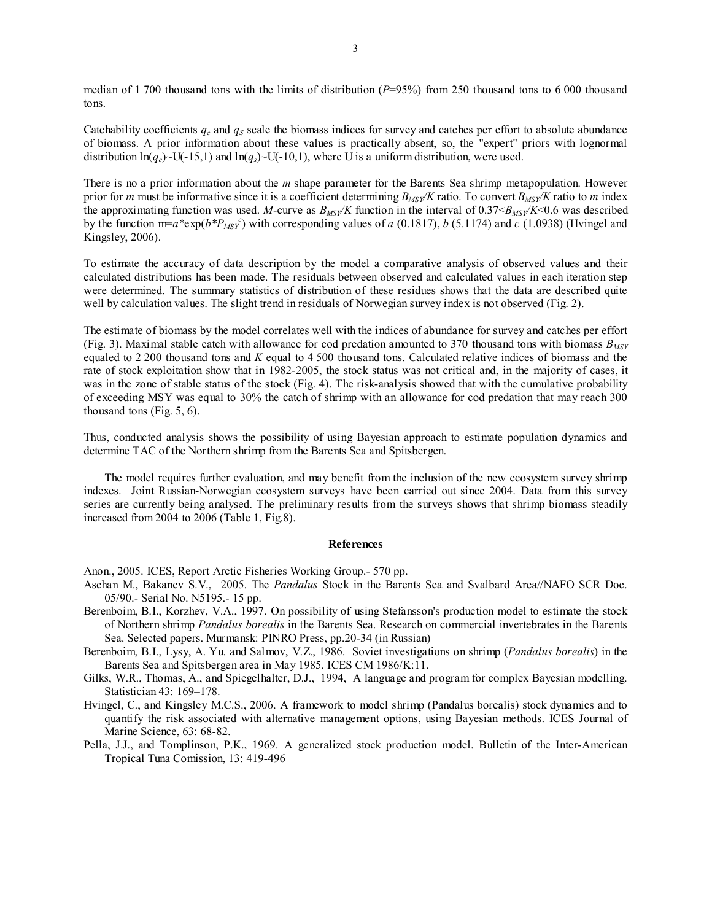median of 1 700 thousand tons with the limits of distribution ($P$=95%) from 250 thousand tons to 6 000 thousand tons.

Catchability coefficients $q_c$ and $q_S$ scale the biomass indices for survey and catches per effort to absolute abundance of biomass. A prior information about these values is practically absent, so, the "expert" priors with lognormal distribution $\ln(q_c)$~U(-15,1) and $\ln(q_s)$~U(-10,1), where U is a uniform distribution, were used.

There is no a prior information about the *m* shape parameter for the Barents Sea shrimp metapopulation. However prior for *m* must be informative since it is a coefficient determining $B_{MSY}/K$ ratio. To convert $B_{MSY}/K$ ratio to *m* index the approximating function was used. *M*-curve as $B_{MSY}/K$ function in the interval of $0.37<B_{MSY}/K<0.6$ was described by the function $m=a*\exp(b*P_{MSY}^{c})$ with corresponding values of *a* (0.1817), *b* (5.1174) and *c* (1.0938) (Hvingel and Kingsley, 2006).

To estimate the accuracy of data description by the model a comparative analysis of observed values and their calculated distributions has been made. The residuals between observed and calculated values in each iteration step were determined. The summary statistics of distribution of these residues shows that the data are described quite well by calculation values. The slight trend in residuals of Norwegian survey index is not observed (Fig. 2).

The estimate of biomass by the model correlates well with the indices of abundance for survey and catches per effort (Fig. 3). Maximal stable catch with allowance for cod predation amounted to 370 thousand tons with biomass $B_{MSY}$ equaled to 2 200 thousand tons and *K* equal to 4 500 thousand tons. Calculated relative indices of biomass and the rate of stock exploitation show that in 1982-2005, the stock status was not critical and, in the majority of cases, it was in the zone of stable status of the stock (Fig. 4). The risk-analysis showed that with the cumulative probability of exceeding MSY was equal to 30% the catch of shrimp with an allowance for cod predation that may reach 300 thousand tons (Fig. 5, 6).

Thus, conducted analysis shows the possibility of using Bayesian approach to estimate population dynamics and determine TAC of the Northern shrimp from the Barents Sea and Spitsbergen.

The model requires further evaluation, and may benefit from the inclusion of the new ecosystem survey shrimp indexes. Joint Russian-Norwegian ecosystem surveys have been carried out since 2004. Data from this survey series are currently being analysed. The preliminary results from the surveys shows that shrimp biomass steadily increased from 2004 to 2006 (Table 1, Fig.8).

## References

Anon., 2005. ICES, Report Arctic Fisheries Working Group.- 570 pp.

Aschan M., Bakanev S.V., 2005. The *Pandalus* Stock in the Barents Sea and Svalbard Area//NAFO SCR Doc. 05/90.- Serial No. N5195.- 15 pp.

Berenboim, B.I., Korzhev, V.A., 1997. On possibility of using Stefansson's production model to estimate the stock of Northern shrimp *Pandalus borealis* in the Barents Sea. Research on commercial invertebrates in the Barents Sea. Selected papers. Murmansk: PINRO Press, pp.20-34 (in Russian)

Berenboim, B.I., Lysy, A. Yu. and Salmov, V.Z., 1986. Soviet investigations on shrimp (*Pandalus borealis*) in the Barents Sea and Spitsbergen area in May 1985. ICES CM 1986/K:11.

Gilks, W.R., Thomas, A., and Spiegelhalter, D.J., 1994, A language and program for complex Bayesian modelling. Statistician 43: 169–178.

Hvingel, C., and Kingsley M.C.S., 2006. A framework to model shrimp (Pandalus borealis) stock dynamics and to quantify the risk associated with alternative management options, using Bayesian methods. ICES Journal of Marine Science, 63: 68-82.

Pella, J.J., and Tomplinson, P.K., 1969. A generalized stock production model. Bulletin of the Inter-American Tropical Tuna Comission, 13: 419-496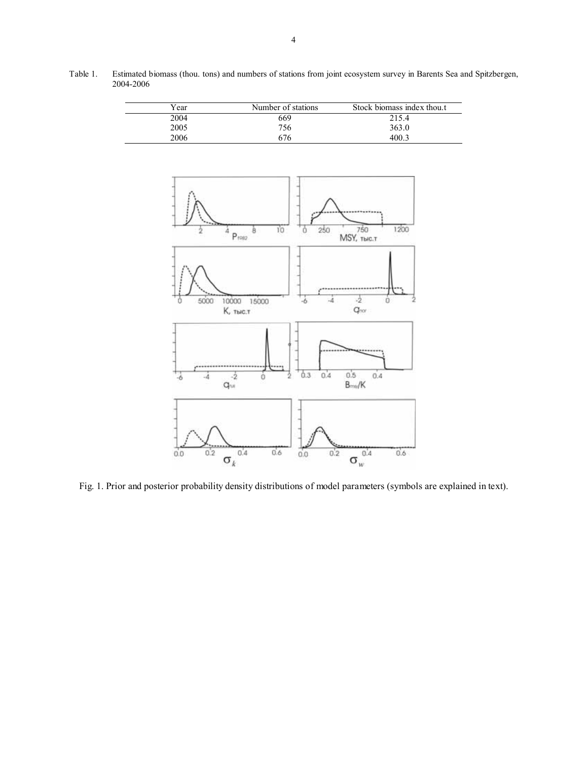Table 1. Estimated biomass (thou. tons) and numbers of stations from joint ecosystem survey in Barents Sea and Spitzbergen, 2004-2006

| Year | Number of stations | Stock biomass index thou.t |
|---|---|---|
| 2004 | 669 | 215.4 |
| 2005 | 756 | 363.0 |
| 2006 | 676 | 400.3 |

Fig. 1. Prior and posterior probability density distributions of model parameters (symbols are explained in text).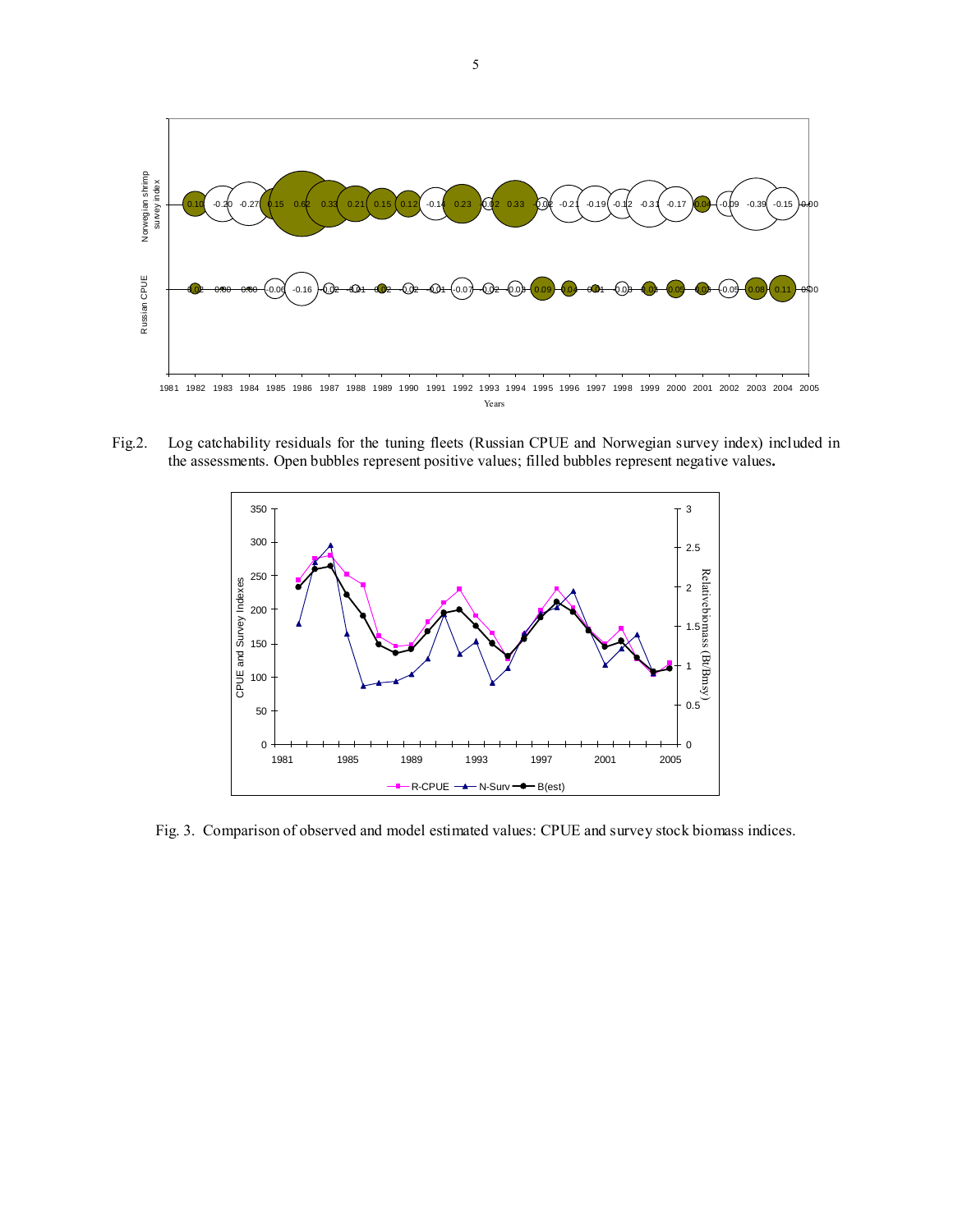Fig.2. Log catchability residuals for the tuning fleets (Russian CPUE and Norwegian survey index) included in the assessments. Open bubbles represent positive values; filled bubbles represent negative values.

Fig. 3. Comparison of observed and model estimated values: CPUE and survey stock biomass indices.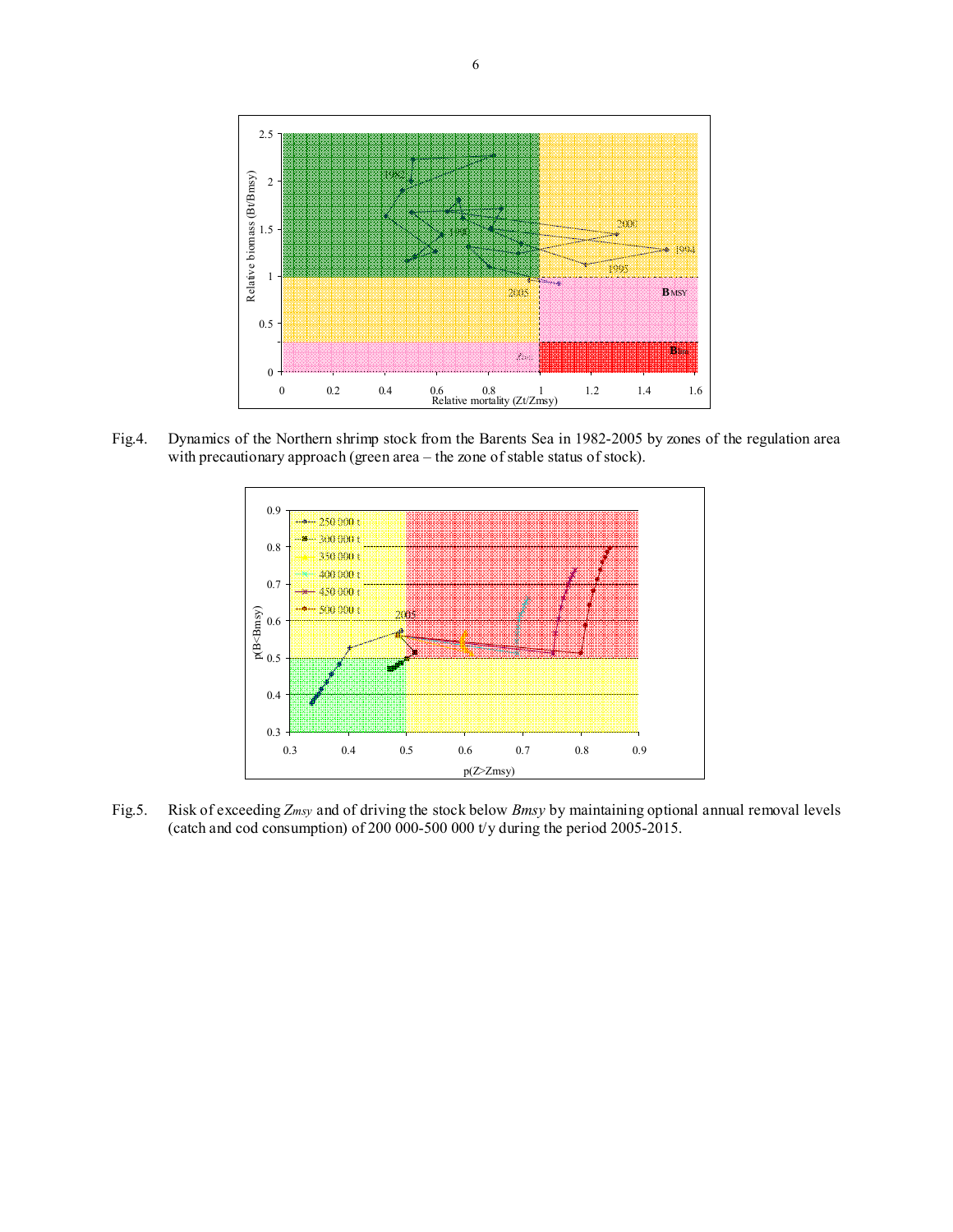Fig.4. Dynamics of the Northern shrimp stock from the Barents Sea in 1982-2005 by zones of the regulation area with precautionary approach (green area – the zone of stable status of stock).

Fig.5. Risk of exceeding *Zmsy* and of driving the stock below *Bmsy* by maintaining optional annual removal levels (catch and cod consumption) of 200 000-500 000 t/y during the period 2005-2015.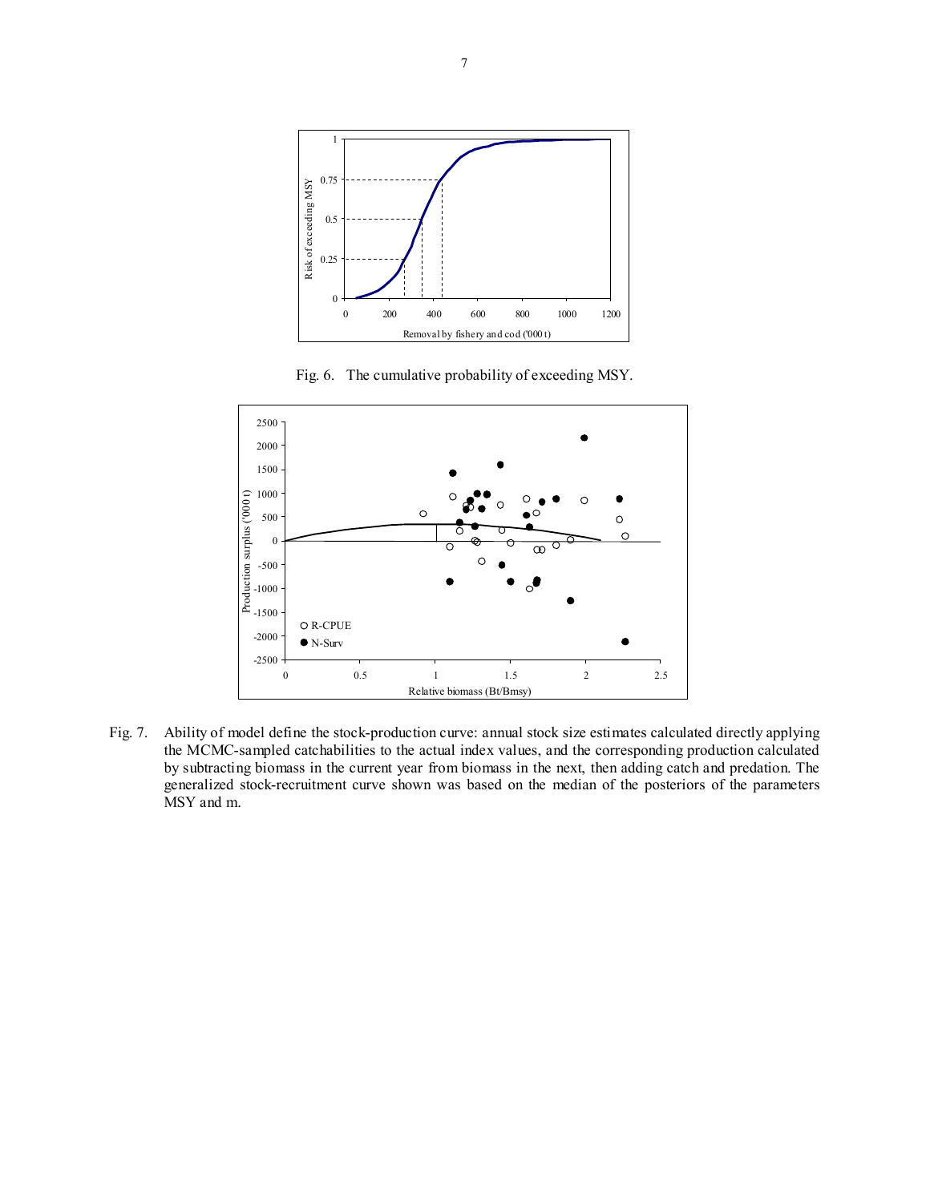Fig. 6. The cumulative probability of exceeding MSY.

Fig. 7. Ability of model define the stock-production curve: annual stock size estimates calculated directly applying the MCMC-sampled catchabilities to the actual index values, and the corresponding production calculated by subtracting biomass in the current year from biomass in the next, then adding catch and predation. The generalized stock-recruitment curve shown was based on the median of the posteriors of the parameters MSY and m.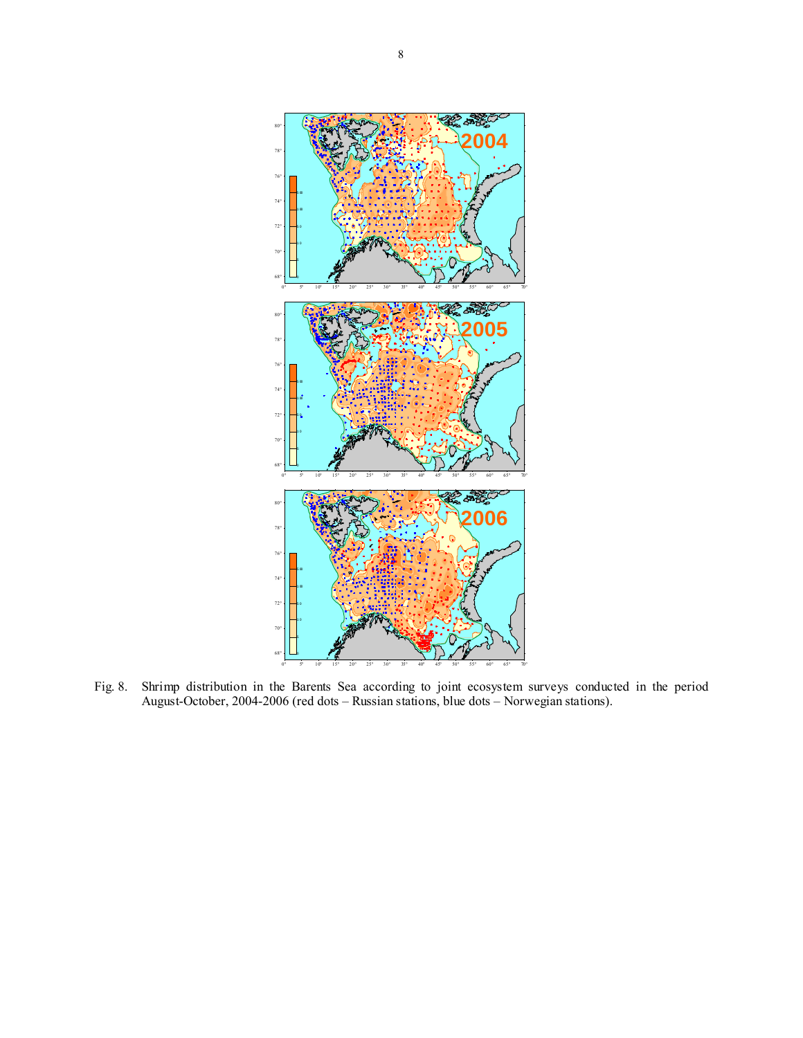2004

2005

2006

Fig. 8. Shrimp distribution in the Barents Sea according to joint ecosystem surveys conducted in the period August-October, 2004-2006 (red dots – Russian stations, blue dots – Norwegian stations).